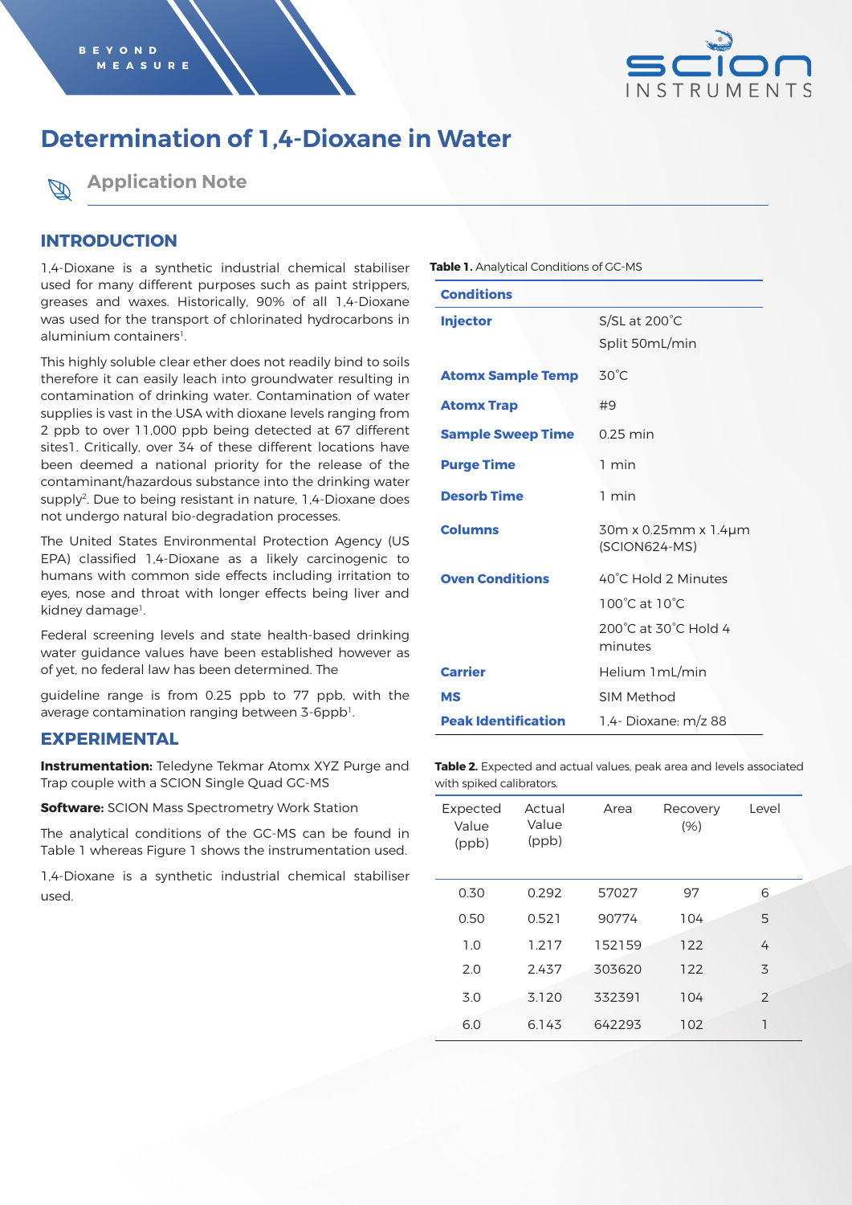# Determination of 1,4-Dioxane in Water

## Application Note

## INTRODUCTION

1,4-Dioxane is a synthetic industrial chemical stabiliser used for many different purposes such as paint strippers, greases and waxes. Historically, 90% of all 1,4-Dioxane was used for the transport of chlorinated hydrocarbons in aluminium containers[1].

This highly soluble clear ether does not readily bind to soils therefore it can easily leach into groundwater resulting in contamination of drinking water. Contamination of water supplies is vast in the USA with dioxane levels ranging from 2 ppb to over 11,000 ppb being detected at 67 different sites1. Critically, over 34 of these different locations have been deemed a national priority for the release of the contaminant/hazardous substance into the drinking water supply[2]. Due to being resistant in nature, 1,4-Dioxane does not undergo natural bio-degradation processes.

The United States Environmental Protection Agency (US EPA) classified 1,4-Dioxane as a likely carcinogenic to humans with common side effects including irritation to eyes, nose and throat with longer effects being liver and kidney damage[1].

Federal screening levels and state health-based drinking water guidance values have been established however as of yet, no federal law has been determined. The

guideline range is from 0.25 ppb to 77 ppb, with the average contamination ranging between 3-6ppb[1].

## EXPERIMENTAL

**Instrumentation:** Teledyne Tekmar Atomx XYZ Purge and Trap couple with a SCION Single Quad GC-MS

**Software:** SCION Mass Spectrometry Work Station

The analytical conditions of the GC-MS can be found in Table 1 whereas Figure 1 shows the instrumentation used.

1,4-Dioxane is a synthetic industrial chemical stabiliser used.

**Table 1.** Analytical Conditions of GC-MS

| Conditions | |
|---|---|
| **Injector** | S/SL at 200˚C<br>Split 50mL/min |
| **Atomx Sample Temp** | 30˚C |
| **Atomx Trap** | #9 |
| **Sample Sweep Time** | 0.25 min |
| **Purge Time** | 1 min |
| **Desorb Time** | 1 min |
| **Columns** | 30m x 0.25mm x 1.4µm (SCION624-MS) |
| **Oven Conditions** | 40˚C Hold 2 Minutes<br>100˚C at 10˚C<br>200˚C at 30˚C Hold 4 minutes |
| **Carrier** | Helium 1mL/min |
| **MS** | SIM Method |
| **Peak Identification** | 1,4- Dioxane: m/z 88 |

**Table 2.** Expected and actual values, peak area and levels associated with spiked calibrators.

| Expected Value (ppb) | Actual Value (ppb) | Area | Recovery (%) | Level |
|---|---|---|---|---|
| 0.30 | 0.292 | 57027 | 97 | 6 |
| 0.50 | 0.521 | 90774 | 104 | 5 |
| 1.0 | 1.217 | 152159 | 122 | 4 |
| 2.0 | 2.437 | 303620 | 122 | 3 |
| 3.0 | 3.120 | 332391 | 104 | 2 |
| 6.0 | 6.143 | 642293 | 102 | 1 |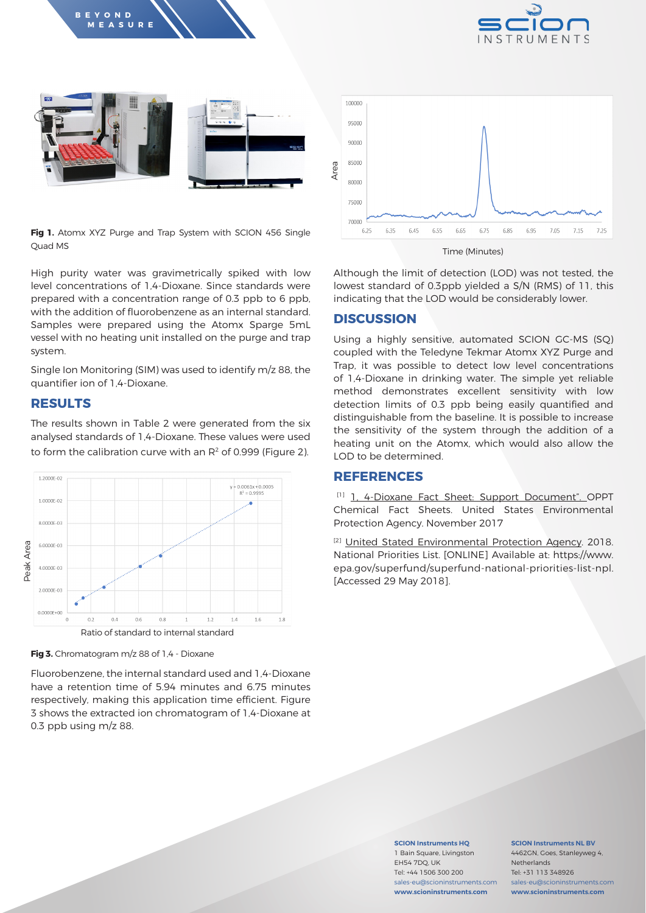Fig 1. Atomx XYZ Purge and Trap System with SCION 456 Single Quad MS

High purity water was gravimetrically spiked with low level concentrations of 1,4-Dioxane. Since standards were prepared with a concentration range of 0.3 ppb to 6 ppb, with the addition of fluorobenzene as an internal standard. Samples were prepared using the Atomx Sparge 5mL vessel with no heating unit installed on the purge and trap system.

Single Ion Monitoring (SIM) was used to identify m/z 88, the quantifier ion of 1,4-Dioxane.

## RESULTS

The results shown in Table 2 were generated from the six analysed standards of 1,4-Dioxane. These values were used to form the calibration curve with an $R^2$ of 0.999 (Figure 2).

y = 0.0061x + 0.0005
R² = 0.9995

Peak Area

1.2000E-02
1.0000E-02
8.0000E-03
6.0000E-03
4.0000E-03
2.0000E-03
0.0000E+00

0 0.2 0.4 0.6 0.8 1 1.2 1.4 1.6 1.8

Ratio of standard to internal standard

**Fig 3.** Chromatogram m/z 88 of 1,4 - Dioxane

Fluorobenzene, the internal standard used and 1,4-Dioxane have a retention time of 5.94 minutes and 6.75 minutes respectively, making this application time efficient. Figure 3 shows the extracted ion chromatogram of 1,4-Dioxane at 0.3 ppb using m/z 88.

Area

100000
95000
90000
85000
80000
75000
70000

6.25 6.35 6.45 6.55 6.65 6.75 6.85 6.95 7.05 7.15 7.25

Time (Minutes)

Although the limit of detection (LOD) was not tested, the lowest standard of 0.3ppb yielded a S/N (RMS) of 11, this indicating that the LOD would be considerably lower.

## DISCUSSION

Using a highly sensitive, automated SCION GC-MS (SQ) coupled with the Teledyne Tekmar Atomx XYZ Purge and Trap, it was possible to detect low level concentrations of 1,4-Dioxane in drinking water. The simple yet reliable method demonstrates excellent sensitivity with low detection limits of 0.3 ppb being easily quantified and distinguishable from the baseline. It is possible to increase the sensitivity of the system through the addition of a heating unit on the Atomx, which would also allow the LOD to be determined.

## REFERENCES

[1] 1, 4-Dioxane Fact Sheet: Support Document". OPPT Chemical Fact Sheets. United States Environmental Protection Agency. November 2017

[2] United Stated Environmental Protection Agency. 2018. National Priorities List. [ONLINE] Available at: https://www.epa.gov/superfund/superfund-national-priorities-list-npl. [Accessed 29 May 2018].

**SCION Instruments HQ**
1 Bain Square, Livingston
EH54 7DQ, UK
Tel: +44 1506 300 200
sales-eu@scioninstruments.com
**www.scioninstruments.com**

**SCION Instruments NL BV**
4462GN, Goes, Stanleyweg 4,
Netherlands
Tel: +31 113 348926
sales-eu@scioninstruments.com
**www.scioninstruments.com**